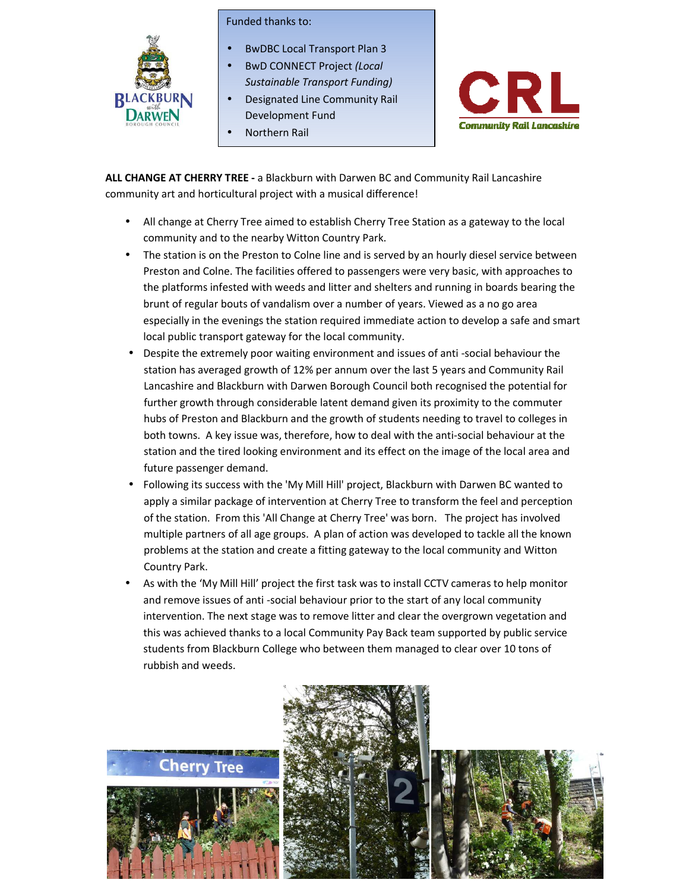Funded thanks to:

- BwDBC Local Transport Plan 3
- BwD CONNECT Project *(Local Sustainable Transport Funding)*
- Designated Line Community Rail Development Fund
- Northern Rail

**ALL CHANGE AT CHERRY TREE -** a Blackburn with Darwen BC and Community Rail Lancashire community art and horticultural project with a musical difference!

- All change at Cherry Tree aimed to establish Cherry Tree Station as a gateway to the local community and to the nearby Witton Country Park.
- The station is on the Preston to Colne line and is served by an hourly diesel service between Preston and Colne. The facilities offered to passengers were very basic, with approaches to the platforms infested with weeds and litter and shelters and running in boards bearing the brunt of regular bouts of vandalism over a number of years. Viewed as a no go area especially in the evenings the station required immediate action to develop a safe and smart local public transport gateway for the local community.
- Despite the extremely poor waiting environment and issues of anti -social behaviour the station has averaged growth of 12% per annum over the last 5 years and Community Rail Lancashire and Blackburn with Darwen Borough Council both recognised the potential for further growth through considerable latent demand given its proximity to the commuter hubs of Preston and Blackburn and the growth of students needing to travel to colleges in both towns. A key issue was, therefore, how to deal with the anti-social behaviour at the station and the tired looking environment and its effect on the image of the local area and future passenger demand.
- Following its success with the 'My Mill Hill' project, Blackburn with Darwen BC wanted to apply a similar package of intervention at Cherry Tree to transform the feel and perception of the station. From this 'All Change at Cherry Tree' was born. The project has involved multiple partners of all age groups. A plan of action was developed to tackle all the known problems at the station and create a fitting gateway to the local community and Witton Country Park.
- As with the 'My Mill Hill' project the first task was to install CCTV cameras to help monitor and remove issues of anti -social behaviour prior to the start of any local community intervention. The next stage was to remove litter and clear the overgrown vegetation and this was achieved thanks to a local Community Pay Back team supported by public service students from Blackburn College who between them managed to clear over 10 tons of rubbish and weeds.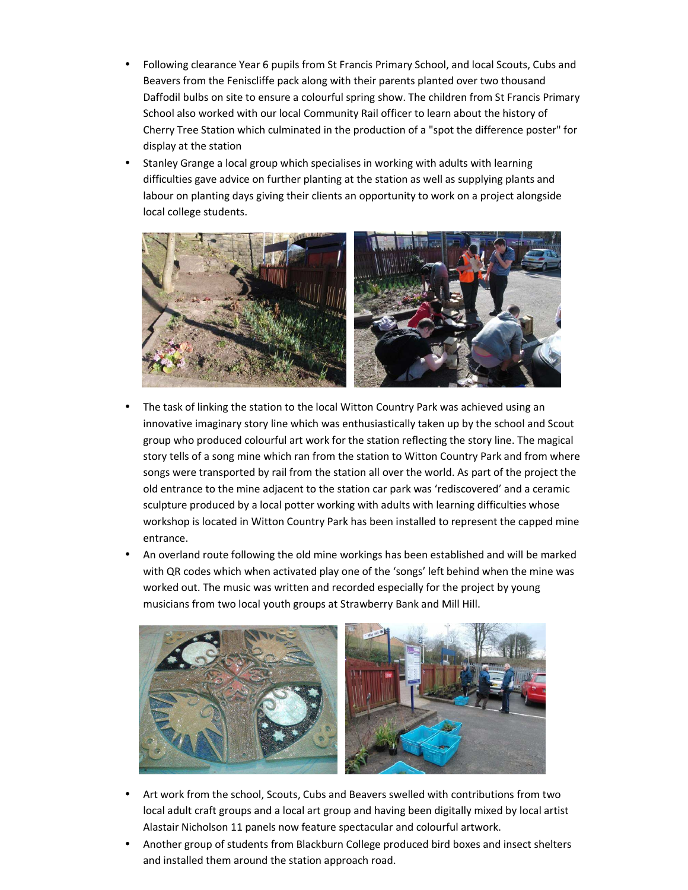- Following clearance Year 6 pupils from St Francis Primary School, and local Scouts, Cubs and Beavers from the Feniscliffe pack along with their parents planted over two thousand Daffodil bulbs on site to ensure a colourful spring show. The children from St Francis Primary School also worked with our local Community Rail officer to learn about the history of Cherry Tree Station which culminated in the production of a "spot the difference poster" for display at the station
- Stanley Grange a local group which specialises in working with adults with learning difficulties gave advice on further planting at the station as well as supplying plants and labour on planting days giving their clients an opportunity to work on a project alongside local college students.

- The task of linking the station to the local Witton Country Park was achieved using an innovative imaginary story line which was enthusiastically taken up by the school and Scout group who produced colourful art work for the station reflecting the story line. The magical story tells of a song mine which ran from the station to Witton Country Park and from where songs were transported by rail from the station all over the world. As part of the project the old entrance to the mine adjacent to the station car park was 'rediscovered' and a ceramic sculpture produced by a local potter working with adults with learning difficulties whose workshop is located in Witton Country Park has been installed to represent the capped mine entrance.
- An overland route following the old mine workings has been established and will be marked with QR codes which when activated play one of the 'songs' left behind when the mine was worked out. The music was written and recorded especially for the project by young musicians from two local youth groups at Strawberry Bank and Mill Hill.

- Art work from the school, Scouts, Cubs and Beavers swelled with contributions from two local adult craft groups and a local art group and having been digitally mixed by local artist Alastair Nicholson 11 panels now feature spectacular and colourful artwork.
- Another group of students from Blackburn College produced bird boxes and insect shelters and installed them around the station approach road.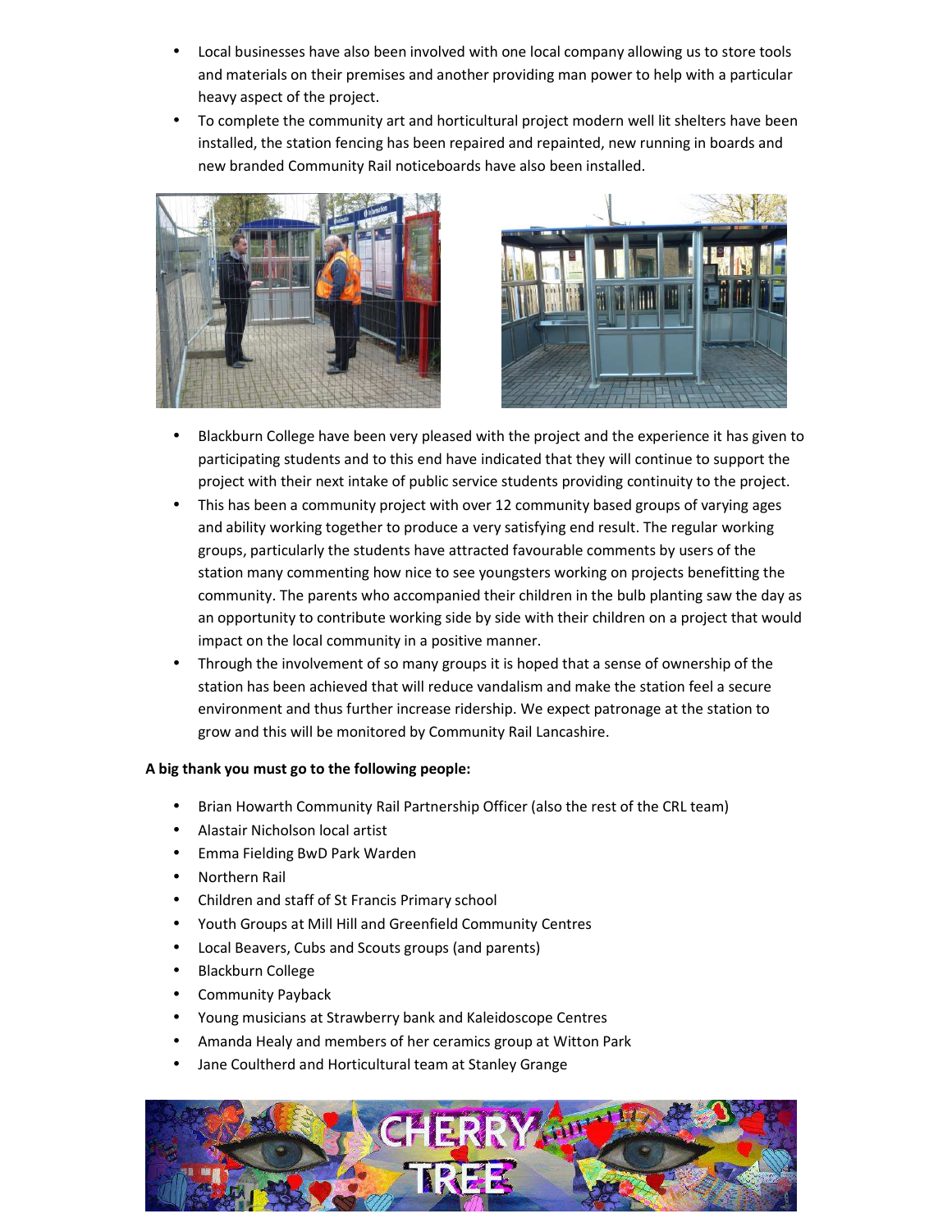- Local businesses have also been involved with one local company allowing us to store tools and materials on their premises and another providing man power to help with a particular heavy aspect of the project.
- To complete the community art and horticultural project modern well lit shelters have been installed, the station fencing has been repaired and repainted, new running in boards and new branded Community Rail noticeboards have also been installed.

- Blackburn College have been very pleased with the project and the experience it has given to participating students and to this end have indicated that they will continue to support the project with their next intake of public service students providing continuity to the project.
- This has been a community project with over 12 community based groups of varying ages and ability working together to produce a very satisfying end result. The regular working groups, particularly the students have attracted favourable comments by users of the station many commenting how nice to see youngsters working on projects benefitting the community. The parents who accompanied their children in the bulb planting saw the day as an opportunity to contribute working side by side with their children on a project that would impact on the local community in a positive manner.
- Through the involvement of so many groups it is hoped that a sense of ownership of the station has been achieved that will reduce vandalism and make the station feel a secure environment and thus further increase ridership. We expect patronage at the station to grow and this will be monitored by Community Rail Lancashire.

**A big thank you must go to the following people:**

- Brian Howarth Community Rail Partnership Officer (also the rest of the CRL team)
- Alastair Nicholson local artist
- Emma Fielding BwD Park Warden
- Northern Rail
- Children and staff of St Francis Primary school
- Youth Groups at Mill Hill and Greenfield Community Centres
- Local Beavers, Cubs and Scouts groups (and parents)
- Blackburn College
- Community Payback
- Young musicians at Strawberry bank and Kaleidoscope Centres
- Amanda Healy and members of her ceramics group at Witton Park
- Jane Coultherd and Horticultural team at Stanley Grange